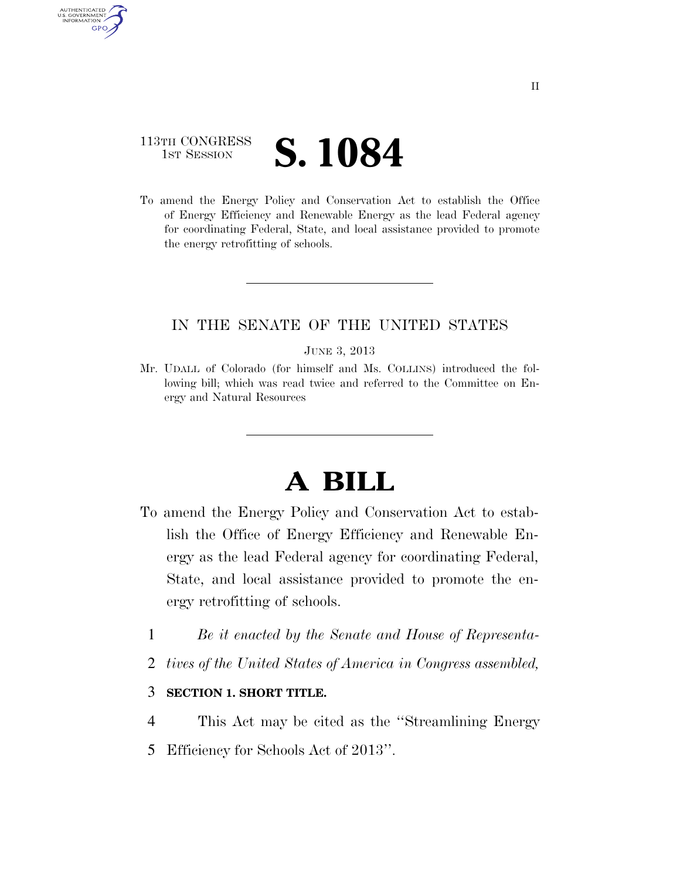113TH CONGRESS
1ST SESSION

# S. 1084

To amend the Energy Policy and Conservation Act to establish the Office of Energy Efficiency and Renewable Energy as the lead Federal agency for coordinating Federal, State, and local assistance provided to promote the energy retrofitting of schools.

IN THE SENATE OF THE UNITED STATES

JUNE 3, 2013

Mr. UDALL of Colorado (for himself and Ms. COLLINS) introduced the following bill; which was read twice and referred to the Committee on Energy and Natural Resources

# A BILL

To amend the Energy Policy and Conservation Act to establish the Office of Energy Efficiency and Renewable Energy as the lead Federal agency for coordinating Federal, State, and local assistance provided to promote the energy retrofitting of schools.

1 *Be it enacted by the Senate and House of Representa-*
2 *tives of the United States of America in Congress assembled,*

3 **SECTION 1. SHORT TITLE.**

4 This Act may be cited as the ''Streamlining Energy
5 Efficiency for Schools Act of 2013''.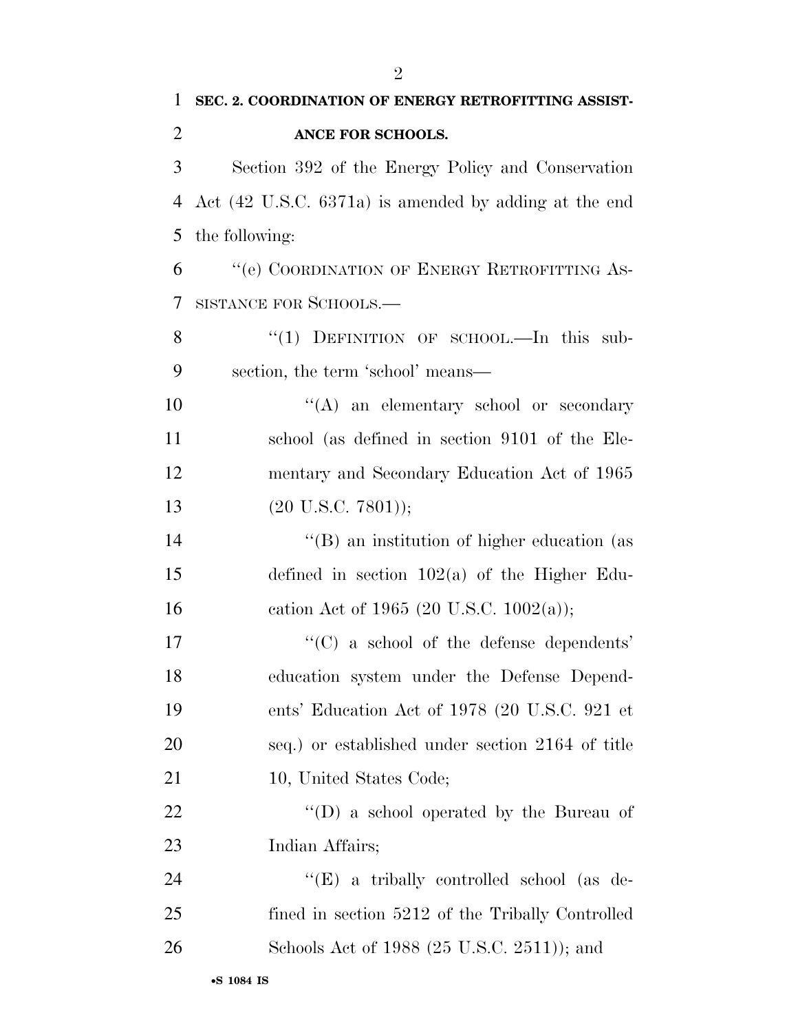**SEC. 2. COORDINATION OF ENERGY RETROFITTING ASSISTANCE FOR SCHOOLS.**

Section 392 of the Energy Policy and Conservation Act (42 U.S.C. 6371a) is amended by adding at the end the following:

"(e) COORDINATION OF ENERGY RETROFITTING ASSISTANCE FOR SCHOOLS.—

"(1) DEFINITION OF SCHOOL.—In this subsection, the term 'school' means—

"(A) an elementary school or secondary school (as defined in section 9101 of the Elementary and Secondary Education Act of 1965 (20 U.S.C. 7801));

"(B) an institution of higher education (as defined in section 102(a) of the Higher Education Act of 1965 (20 U.S.C. 1002(a));

"(C) a school of the defense dependents' education system under the Defense Dependents' Education Act of 1978 (20 U.S.C. 921 et seq.) or established under section 2164 of title 10, United States Code;

"(D) a school operated by the Bureau of Indian Affairs;

"(E) a tribally controlled school (as defined in section 5212 of the Tribally Controlled Schools Act of 1988 (25 U.S.C. 2511)); and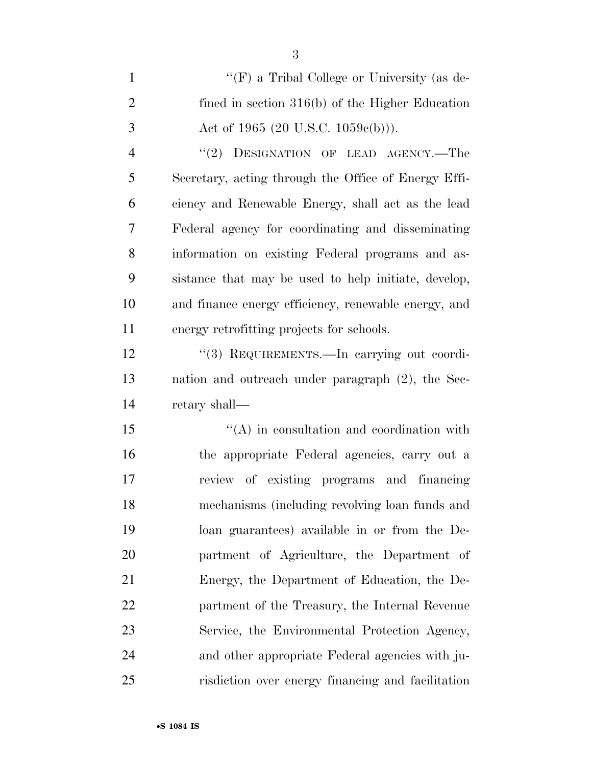"(F) a Tribal College or University (as defined in section 316(b) of the Higher Education Act of 1965 (20 U.S.C. 1059c(b))).

"(2) DESIGNATION OF LEAD AGENCY.—The Secretary, acting through the Office of Energy Efficiency and Renewable Energy, shall act as the lead Federal agency for coordinating and disseminating information on existing Federal programs and assistance that may be used to help initiate, develop, and finance energy efficiency, renewable energy, and energy retrofitting projects for schools.

"(3) REQUIREMENTS.—In carrying out coordination and outreach under paragraph (2), the Secretary shall—

"(A) in consultation and coordination with the appropriate Federal agencies, carry out a review of existing programs and financing mechanisms (including revolving loan funds and loan guarantees) available in or from the Department of Agriculture, the Department of Energy, the Department of Education, the Department of the Treasury, the Internal Revenue Service, the Environmental Protection Agency, and other appropriate Federal agencies with jurisdiction over energy financing and facilitation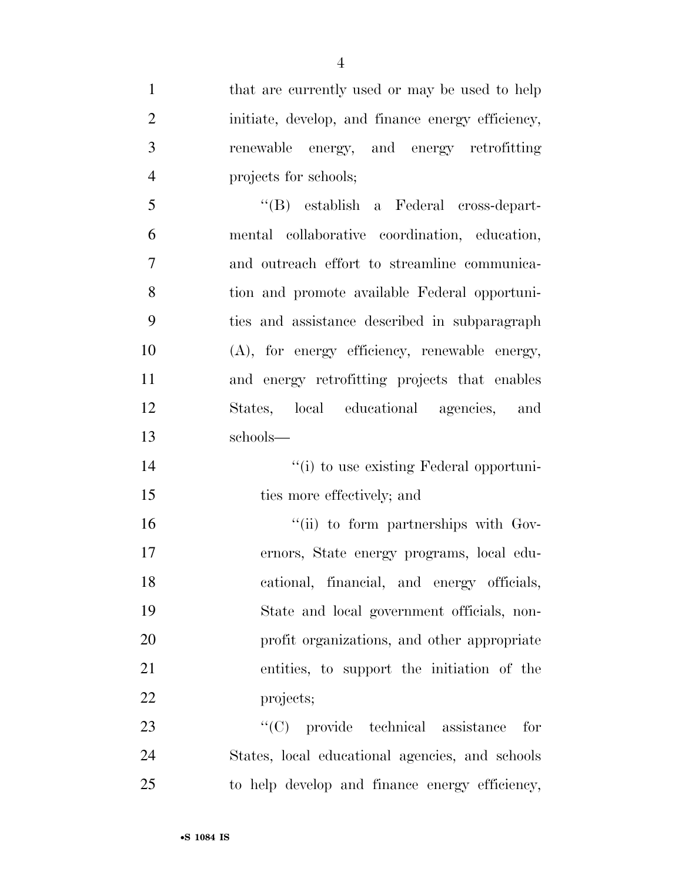that are currently used or may be used to help initiate, develop, and finance energy efficiency, renewable energy, and energy retrofitting projects for schools;

''(B) establish a Federal cross-departmental collaborative coordination, education, and outreach effort to streamline communication and promote available Federal opportunities and assistance described in subparagraph (A), for energy efficiency, renewable energy, and energy retrofitting projects that enables States, local educational agencies, and schools—

''(i) to use existing Federal opportunities more effectively; and

''(ii) to form partnerships with Governors, State energy programs, local educational, financial, and energy officials, State and local government officials, nonprofit organizations, and other appropriate entities, to support the initiation of the projects;

''(C) provide technical assistance for States, local educational agencies, and schools to help develop and finance energy efficiency,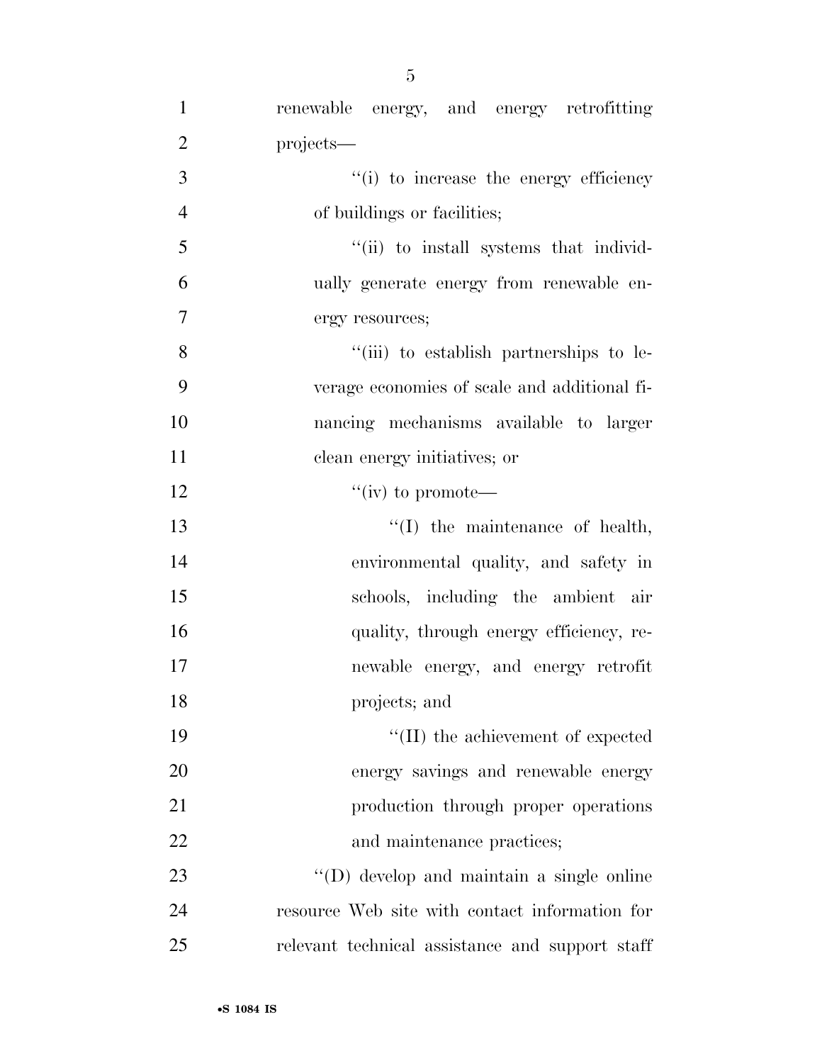renewable energy, and energy retrofitting projects—

''(i) to increase the energy efficiency of buildings or facilities;

''(ii) to install systems that individually generate energy from renewable energy resources;

''(iii) to establish partnerships to leverage economies of scale and additional financing mechanisms available to larger clean energy initiatives; or

''(iv) to promote—

''(I) the maintenance of health, environmental quality, and safety in schools, including the ambient air quality, through energy efficiency, renewable energy, and energy retrofit projects; and

''(II) the achievement of expected energy savings and renewable energy production through proper operations and maintenance practices;

''(D) develop and maintain a single online resource Web site with contact information for relevant technical assistance and support staff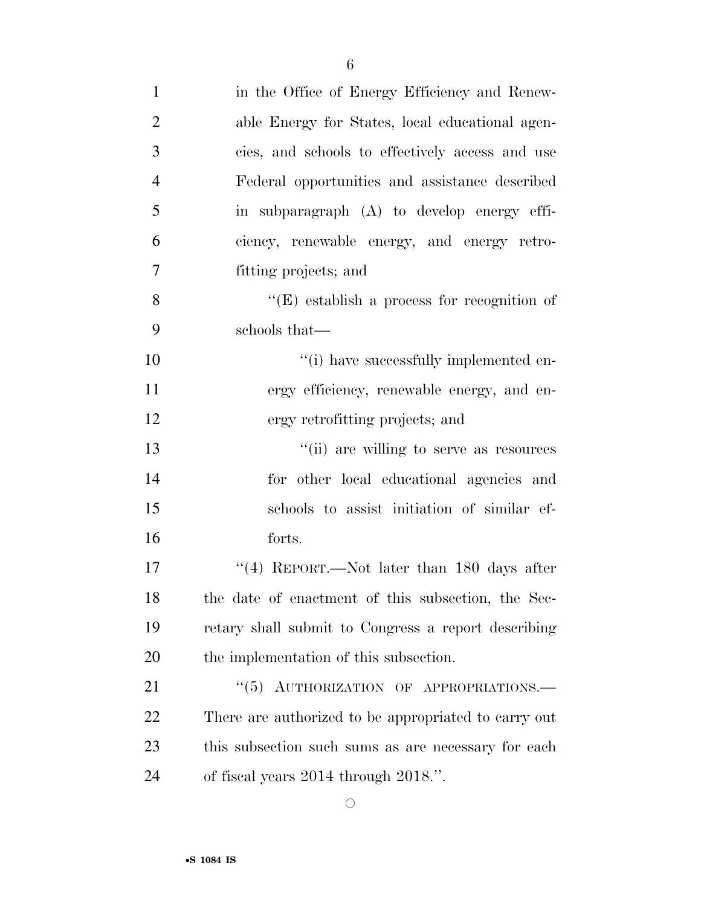in the Office of Energy Efficiency and Renewable Energy for States, local educational agencies, and schools to effectively access and use Federal opportunities and assistance described in subparagraph (A) to develop energy efficiency, renewable energy, and energy retrofitting projects; and

"(E) establish a process for recognition of schools that—

"(i) have successfully implemented energy efficiency, renewable energy, and energy retrofitting projects; and

"(ii) are willing to serve as resources for other local educational agencies and schools to assist initiation of similar efforts.

"(4) REPORT.—Not later than 180 days after the date of enactment of this subsection, the Secretary shall submit to Congress a report describing the implementation of this subsection.

"(5) AUTHORIZATION OF APPROPRIATIONS.—There are authorized to be appropriated to carry out this subsection such sums as are necessary for each of fiscal years 2014 through 2018.".

○